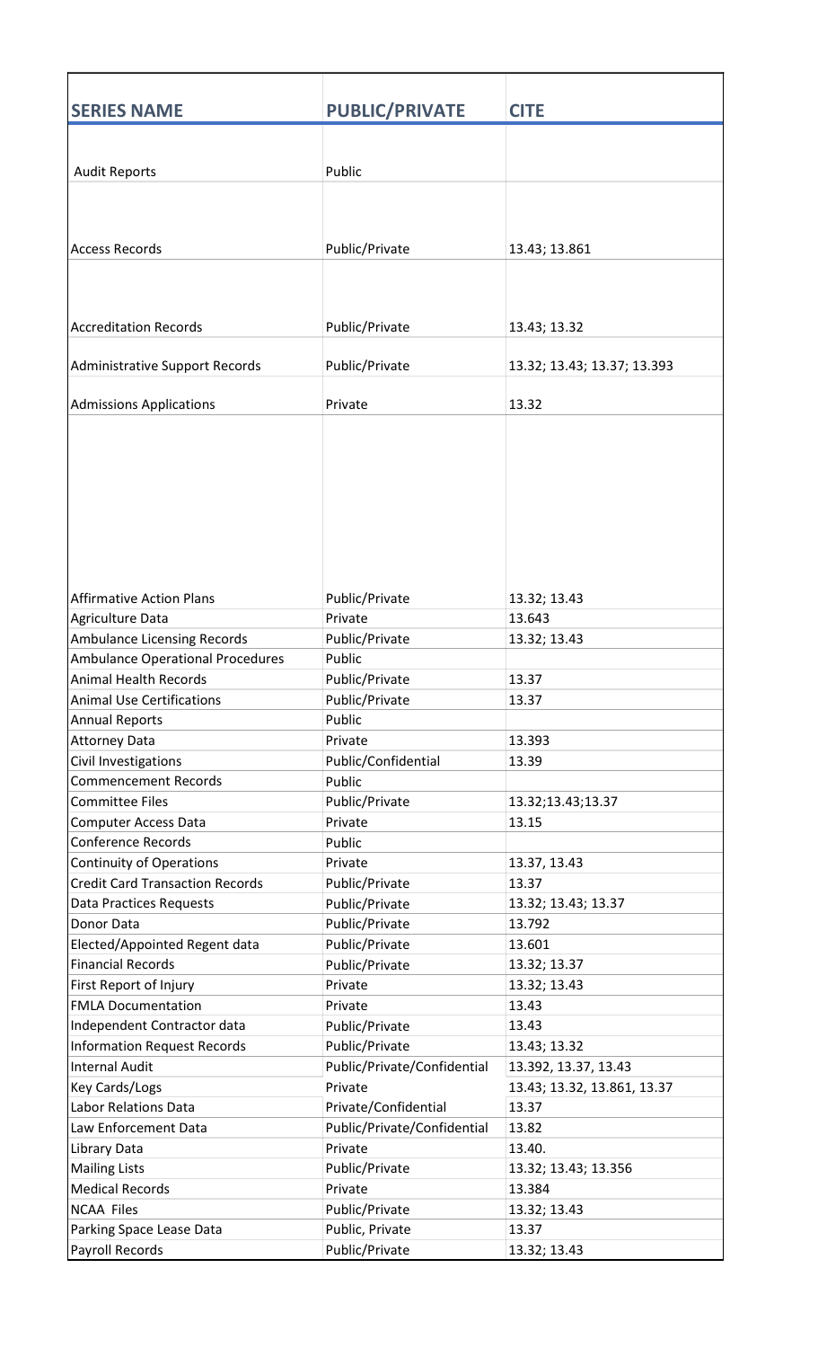| SERIES NAME | PUBLIC/PRIVATE | CITE |
| --- | --- | --- |
| Audit Reports | Public | |
| Access Records | Public/Private | 13.43; 13.861 |
| Accreditation Records | Public/Private | 13.43; 13.32 |
| Administrative Support Records | Public/Private | 13.32; 13.43; 13.37; 13.393 |
| Admissions Applications | Private | 13.32 |
| Affirmative Action Plans | Public/Private | 13.32; 13.43 |
| Agriculture Data | Private | 13.643 |
| Ambulance Licensing Records | Public/Private | 13.32; 13.43 |
| Ambulance Operational Procedures | Public | |
| Animal Health Records | Public/Private | 13.37 |
| Animal Use Certifications | Public/Private | 13.37 |
| Annual Reports | Public | |
| Attorney Data | Private | 13.393 |
| Civil Investigations | Public/Confidential | 13.39 |
| Commencement Records | Public | |
| Committee Files | Public/Private | 13.32;13.43;13.37 |
| Computer Access Data | Private | 13.15 |
| Conference Records | Public | |
| Continuity of Operations | Private | 13.37, 13.43 |
| Credit Card Transaction Records | Public/Private | 13.37 |
| Data Practices Requests | Public/Private | 13.32; 13.43; 13.37 |
| Donor Data | Public/Private | 13.792 |
| Elected/Appointed Regent data | Public/Private | 13.601 |
| Financial Records | Public/Private | 13.32; 13.37 |
| First Report of Injury | Private | 13.32; 13.43 |
| FMLA Documentation | Private | 13.43 |
| Independent Contractor data | Public/Private | 13.43 |
| Information Request Records | Public/Private | 13.43; 13.32 |
| Internal Audit | Public/Private/Confidential | 13.392, 13.37, 13.43 |
| Key Cards/Logs | Private | 13.43; 13.32, 13.861, 13.37 |
| Labor Relations Data | Private/Confidential | 13.37 |
| Law Enforcement Data | Public/Private/Confidential | 13.82 |
| Library Data | Private | 13.40. |
| Mailing Lists | Public/Private | 13.32; 13.43; 13.356 |
| Medical Records | Private | 13.384 |
| NCAA Files | Public/Private | 13.32; 13.43 |
| Parking Space Lease Data | Public, Private | 13.37 |
| Payroll Records | Public/Private | 13.32; 13.43 |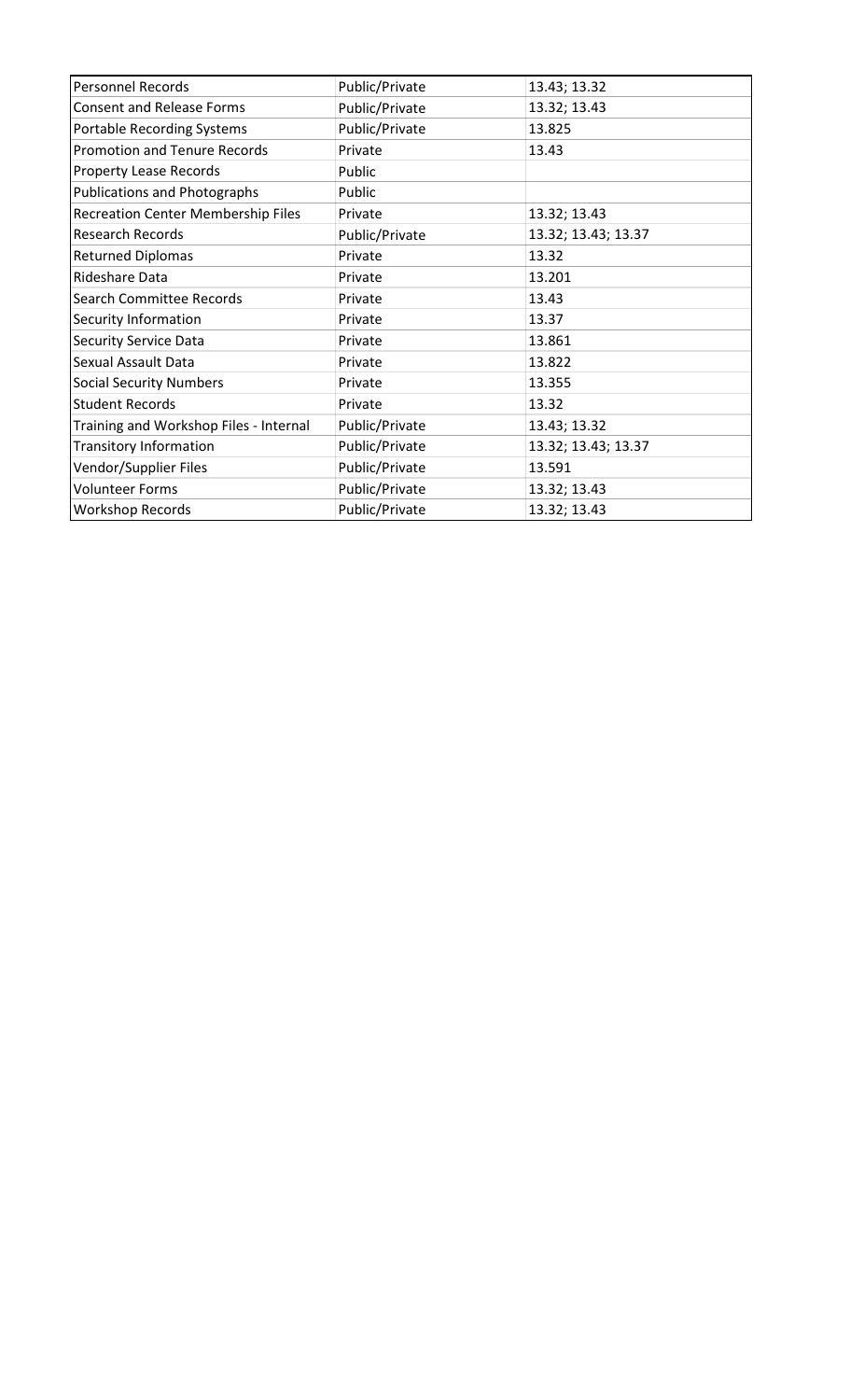| | | |
|---|---|---|
| Personnel Records | Public/Private | 13.43; 13.32 |
| Consent and Release Forms | Public/Private | 13.32; 13.43 |
| Portable Recording Systems | Public/Private | 13.825 |
| Promotion and Tenure Records | Private | 13.43 |
| Property Lease Records | Public | |
| Publications and Photographs | Public | |
| Recreation Center Membership Files | Private | 13.32; 13.43 |
| Research Records | Public/Private | 13.32; 13.43; 13.37 |
| Returned Diplomas | Private | 13.32 |
| Rideshare Data | Private | 13.201 |
| Search Committee Records | Private | 13.43 |
| Security Information | Private | 13.37 |
| Security Service Data | Private | 13.861 |
| Sexual Assault Data | Private | 13.822 |
| Social Security Numbers | Private | 13.355 |
| Student Records | Private | 13.32 |
| Training and Workshop Files - Internal | Public/Private | 13.43; 13.32 |
| Transitory Information | Public/Private | 13.32; 13.43; 13.37 |
| Vendor/Supplier Files | Public/Private | 13.591 |
| Volunteer Forms | Public/Private | 13.32; 13.43 |
| Workshop Records | Public/Private | 13.32; 13.43 |